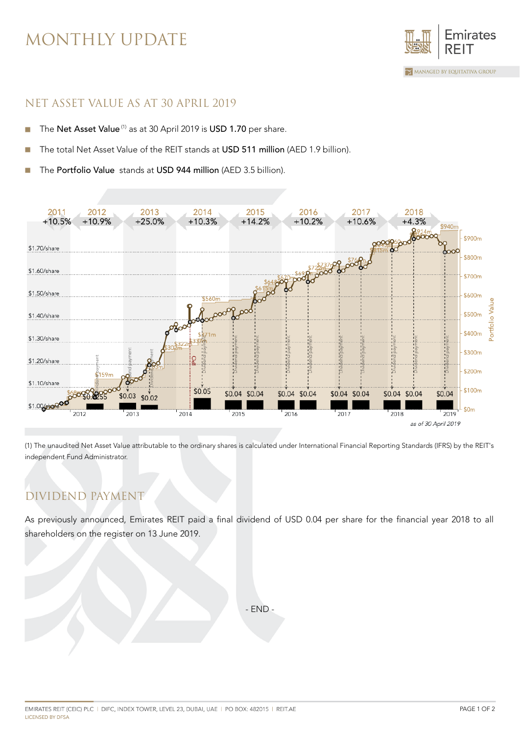# MONTHLY UPDATE

## NET ASSET VALUE AS AT 30 APRIL 2019

- The **Net Asset Value** [(1)] as at 30 April 2019 is **USD 1.70** per share.
- The total Net Asset Value of the REIT stands at **USD 511 million** (AED 1.9 billion).
- The **Portfolio Value** stands at **USD 944 million** (AED 3.5 billion).

(1) The unaudited Net Asset Value attributable to the ordinary shares is calculated under International Financial Reporting Standards (IFRS) by the REIT's independent Fund Administrator.

## DIVIDEND PAYMENT

As previously announced, Emirates REIT paid a final dividend of USD 0.04 per share for the financial year 2018 to all shareholders on the register on 13 June 2019.

\- END -

EMIRATES REIT (CEIC) PLC | DIFC, INDEX TOWER, LEVEL 23, DUBAI, UAE | PO BOX: 482015 | REIT.AE
LICENSED BY DFSA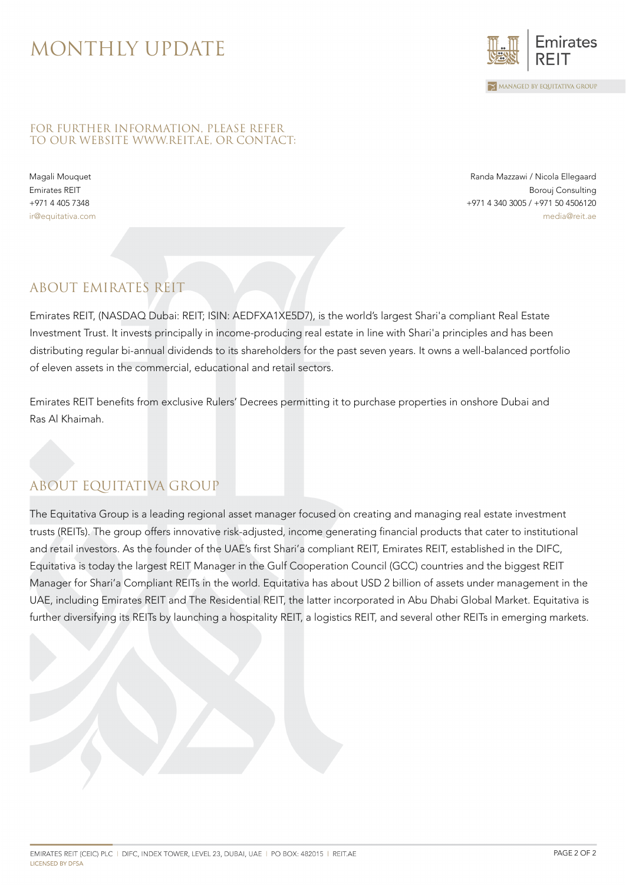# MONTHLY UPDATE

## FOR FURTHER INFORMATION, PLEASE REFER TO OUR WEBSITE WWW.REIT.AE, OR CONTACT:

Magali Mouquet
Emirates REIT
+971 4 405 7348
ir@equitativa.com

Randa Mazzawi / Nicola Ellegaard
Borouj Consulting
+971 4 340 3005 / +971 50 4506120
media@reit.ae

## ABOUT EMIRATES REIT

Emirates REIT, (NASDAQ Dubai: REIT; ISIN: AEDFXA1XE5D7), is the world's largest Shari'a compliant Real Estate Investment Trust. It invests principally in income-producing real estate in line with Shari'a principles and has been distributing regular bi-annual dividends to its shareholders for the past seven years. It owns a well-balanced portfolio of eleven assets in the commercial, educational and retail sectors.

Emirates REIT benefits from exclusive Rulers' Decrees permitting it to purchase properties in onshore Dubai and Ras Al Khaimah.

## ABOUT EQUITATIVA GROUP

The Equitativa Group is a leading regional asset manager focused on creating and managing real estate investment trusts (REITs). The group offers innovative risk-adjusted, income generating financial products that cater to institutional and retail investors. As the founder of the UAE's first Shari'a compliant REIT, Emirates REIT, established in the DIFC, Equitativa is today the largest REIT Manager in the Gulf Cooperation Council (GCC) countries and the biggest REIT Manager for Shari'a Compliant REITs in the world. Equitativa has about USD 2 billion of assets under management in the UAE, including Emirates REIT and The Residential REIT, the latter incorporated in Abu Dhabi Global Market. Equitativa is further diversifying its REITs by launching a hospitality REIT, a logistics REIT, and several other REITs in emerging markets.